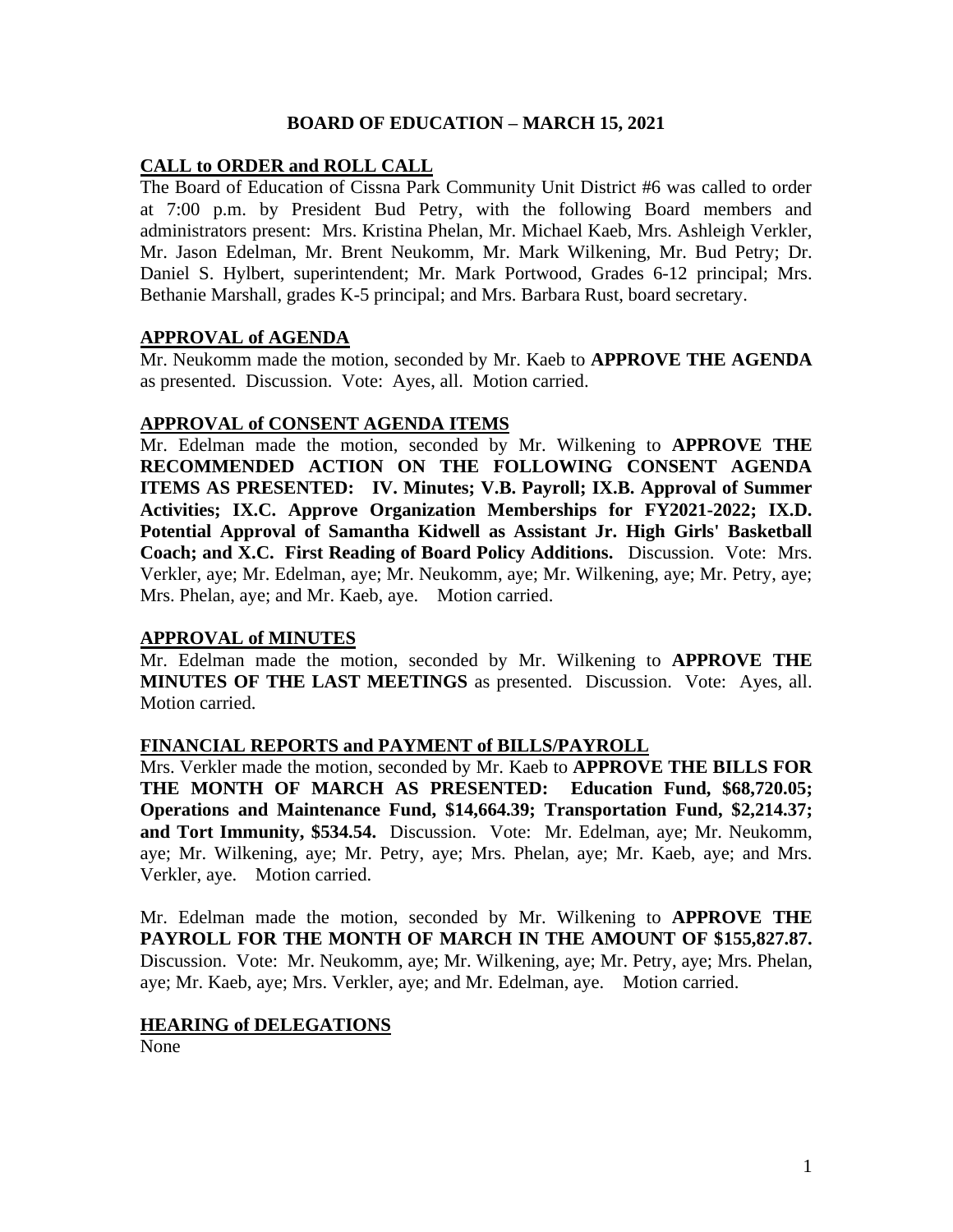# BOARD OF EDUCATION – MARCH 15, 2021

## CALL to ORDER and ROLL CALL

The Board of Education of Cissna Park Community Unit District #6 was called to order at 7:00 p.m. by President Bud Petry, with the following Board members and administrators present: Mrs. Kristina Phelan, Mr. Michael Kaeb, Mrs. Ashleigh Verkler, Mr. Jason Edelman, Mr. Brent Neukomm, Mr. Mark Wilkening, Mr. Bud Petry; Dr. Daniel S. Hylbert, superintendent; Mr. Mark Portwood, Grades 6-12 principal; Mrs. Bethanie Marshall, grades K-5 principal; and Mrs. Barbara Rust, board secretary.

## APPROVAL of AGENDA

Mr. Neukomm made the motion, seconded by Mr. Kaeb to **APPROVE THE AGENDA** as presented. Discussion. Vote: Ayes, all. Motion carried.

## APPROVAL of CONSENT AGENDA ITEMS

Mr. Edelman made the motion, seconded by Mr. Wilkening to **APPROVE THE RECOMMENDED ACTION ON THE FOLLOWING CONSENT AGENDA ITEMS AS PRESENTED: IV. Minutes; V.B. Payroll; IX.B. Approval of Summer Activities; IX.C. Approve Organization Memberships for FY2021-2022; IX.D. Potential Approval of Samantha Kidwell as Assistant Jr. High Girls' Basketball Coach; and X.C. First Reading of Board Policy Additions.** Discussion. Vote: Mrs. Verkler, aye; Mr. Edelman, aye; Mr. Neukomm, aye; Mr. Wilkening, aye; Mr. Petry, aye; Mrs. Phelan, aye; and Mr. Kaeb, aye. Motion carried.

## APPROVAL of MINUTES

Mr. Edelman made the motion, seconded by Mr. Wilkening to **APPROVE THE MINUTES OF THE LAST MEETINGS** as presented. Discussion. Vote: Ayes, all. Motion carried.

## FINANCIAL REPORTS and PAYMENT of BILLS/PAYROLL

Mrs. Verkler made the motion, seconded by Mr. Kaeb to **APPROVE THE BILLS FOR THE MONTH OF MARCH AS PRESENTED: Education Fund, $68,720.05; Operations and Maintenance Fund, $14,664.39; Transportation Fund, $2,214.37; and Tort Immunity, $534.54.** Discussion. Vote: Mr. Edelman, aye; Mr. Neukomm, aye; Mr. Wilkening, aye; Mr. Petry, aye; Mrs. Phelan, aye; Mr. Kaeb, aye; and Mrs. Verkler, aye. Motion carried.

Mr. Edelman made the motion, seconded by Mr. Wilkening to **APPROVE THE PAYROLL FOR THE MONTH OF MARCH IN THE AMOUNT OF $155,827.87.** Discussion. Vote: Mr. Neukomm, aye; Mr. Wilkening, aye; Mr. Petry, aye; Mrs. Phelan, aye; Mr. Kaeb, aye; Mrs. Verkler, aye; and Mr. Edelman, aye. Motion carried.

## HEARING of DELEGATIONS

None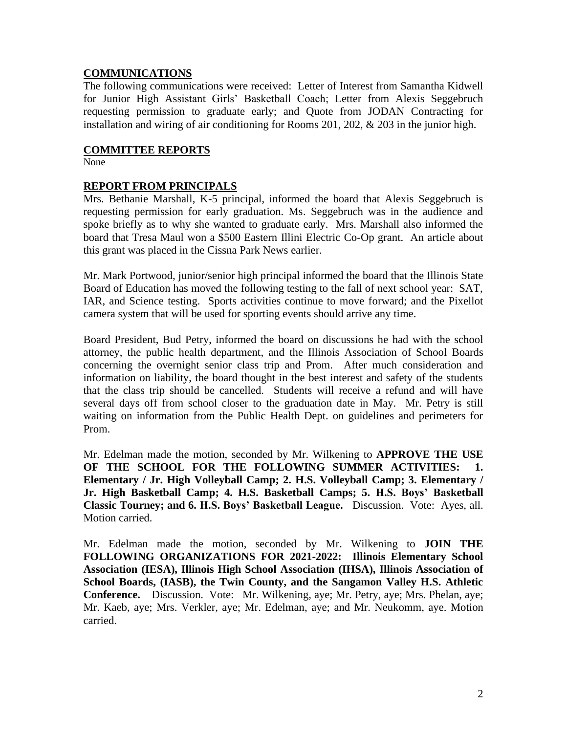## COMMUNICATIONS

The following communications were received: Letter of Interest from Samantha Kidwell for Junior High Assistant Girls' Basketball Coach; Letter from Alexis Seggebruch requesting permission to graduate early; and Quote from JODAN Contracting for installation and wiring of air conditioning for Rooms 201, 202, & 203 in the junior high.

## COMMITTEE REPORTS

None

## REPORT FROM PRINCIPALS

Mrs. Bethanie Marshall, K-5 principal, informed the board that Alexis Seggebruch is requesting permission for early graduation. Ms. Seggebruch was in the audience and spoke briefly as to why she wanted to graduate early. Mrs. Marshall also informed the board that Tresa Maul won a $500 Eastern Illini Electric Co-Op grant. An article about this grant was placed in the Cissna Park News earlier.

Mr. Mark Portwood, junior/senior high principal informed the board that the Illinois State Board of Education has moved the following testing to the fall of next school year: SAT, IAR, and Science testing. Sports activities continue to move forward; and the Pixellot camera system that will be used for sporting events should arrive any time.

Board President, Bud Petry, informed the board on discussions he had with the school attorney, the public health department, and the Illinois Association of School Boards concerning the overnight senior class trip and Prom. After much consideration and information on liability, the board thought in the best interest and safety of the students that the class trip should be cancelled. Students will receive a refund and will have several days off from school closer to the graduation date in May. Mr. Petry is still waiting on information from the Public Health Dept. on guidelines and perimeters for Prom.

Mr. Edelman made the motion, seconded by Mr. Wilkening to **APPROVE THE USE OF THE SCHOOL FOR THE FOLLOWING SUMMER ACTIVITIES: 1. Elementary / Jr. High Volleyball Camp; 2. H.S. Volleyball Camp; 3. Elementary / Jr. High Basketball Camp; 4. H.S. Basketball Camps; 5. H.S. Boys' Basketball Classic Tourney; and 6. H.S. Boys' Basketball League.** Discussion. Vote: Ayes, all. Motion carried.

Mr. Edelman made the motion, seconded by Mr. Wilkening to **JOIN THE FOLLOWING ORGANIZATIONS FOR 2021-2022: Illinois Elementary School Association (IESA), Illinois High School Association (IHSA), Illinois Association of School Boards, (IASB), the Twin County, and the Sangamon Valley H.S. Athletic Conference.** Discussion. Vote: Mr. Wilkening, aye; Mr. Petry, aye; Mrs. Phelan, aye; Mr. Kaeb, aye; Mrs. Verkler, aye; Mr. Edelman, aye; and Mr. Neukomm, aye. Motion carried.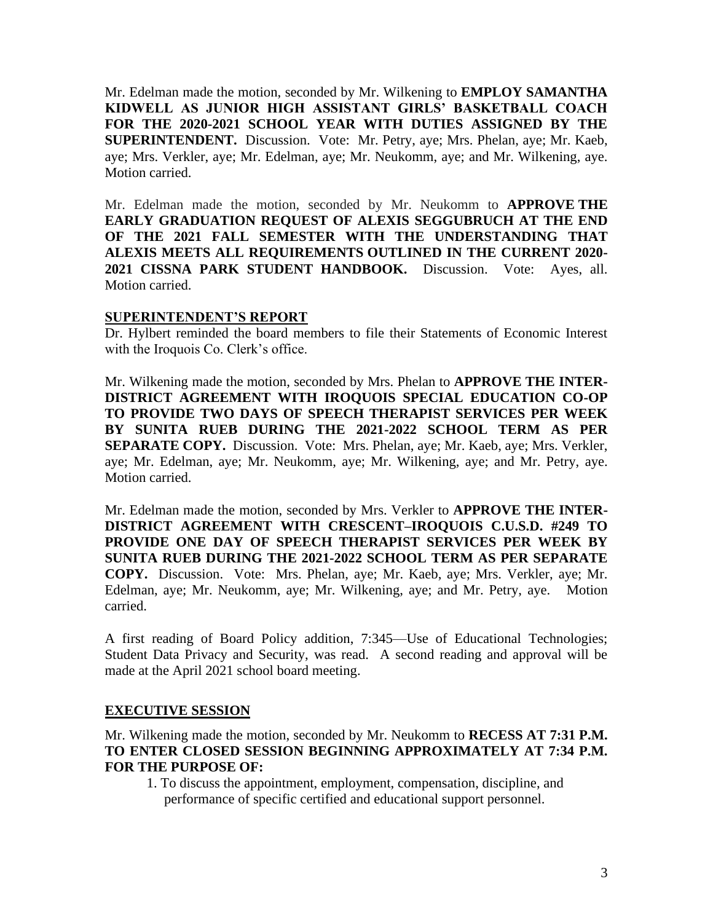Mr. Edelman made the motion, seconded by Mr. Wilkening to **EMPLOY SAMANTHA KIDWELL AS JUNIOR HIGH ASSISTANT GIRLS' BASKETBALL COACH FOR THE 2020-2021 SCHOOL YEAR WITH DUTIES ASSIGNED BY THE SUPERINTENDENT.** Discussion. Vote: Mr. Petry, aye; Mrs. Phelan, aye; Mr. Kaeb, aye; Mrs. Verkler, aye; Mr. Edelman, aye; Mr. Neukomm, aye; and Mr. Wilkening, aye. Motion carried.

Mr. Edelman made the motion, seconded by Mr. Neukomm to **APPROVE THE EARLY GRADUATION REQUEST OF ALEXIS SEGGUBRUCH AT THE END OF THE 2021 FALL SEMESTER WITH THE UNDERSTANDING THAT ALEXIS MEETS ALL REQUIREMENTS OUTLINED IN THE CURRENT 2020-2021 CISSNA PARK STUDENT HANDBOOK.** Discussion. Vote: Ayes, all. Motion carried.

## SUPERINTENDENT'S REPORT

Dr. Hylbert reminded the board members to file their Statements of Economic Interest with the Iroquois Co. Clerk's office.

Mr. Wilkening made the motion, seconded by Mrs. Phelan to **APPROVE THE INTER-DISTRICT AGREEMENT WITH IROQUOIS SPECIAL EDUCATION CO-OP TO PROVIDE TWO DAYS OF SPEECH THERAPIST SERVICES PER WEEK BY SUNITA RUEB DURING THE 2021-2022 SCHOOL TERM AS PER SEPARATE COPY.** Discussion. Vote: Mrs. Phelan, aye; Mr. Kaeb, aye; Mrs. Verkler, aye; Mr. Edelman, aye; Mr. Neukomm, aye; Mr. Wilkening, aye; and Mr. Petry, aye. Motion carried.

Mr. Edelman made the motion, seconded by Mrs. Verkler to **APPROVE THE INTER-DISTRICT AGREEMENT WITH CRESCENT–IROQUOIS C.U.S.D. #249 TO PROVIDE ONE DAY OF SPEECH THERAPIST SERVICES PER WEEK BY SUNITA RUEB DURING THE 2021-2022 SCHOOL TERM AS PER SEPARATE COPY.** Discussion. Vote: Mrs. Phelan, aye; Mr. Kaeb, aye; Mrs. Verkler, aye; Mr. Edelman, aye; Mr. Neukomm, aye; Mr. Wilkening, aye; and Mr. Petry, aye. Motion carried.

A first reading of Board Policy addition, 7:345—Use of Educational Technologies; Student Data Privacy and Security, was read. A second reading and approval will be made at the April 2021 school board meeting.

## EXECUTIVE SESSION

Mr. Wilkening made the motion, seconded by Mr. Neukomm to **RECESS AT 7:31 P.M. TO ENTER CLOSED SESSION BEGINNING APPROXIMATELY AT 7:34 P.M. FOR THE PURPOSE OF:**

1. To discuss the appointment, employment, compensation, discipline, and performance of specific certified and educational support personnel.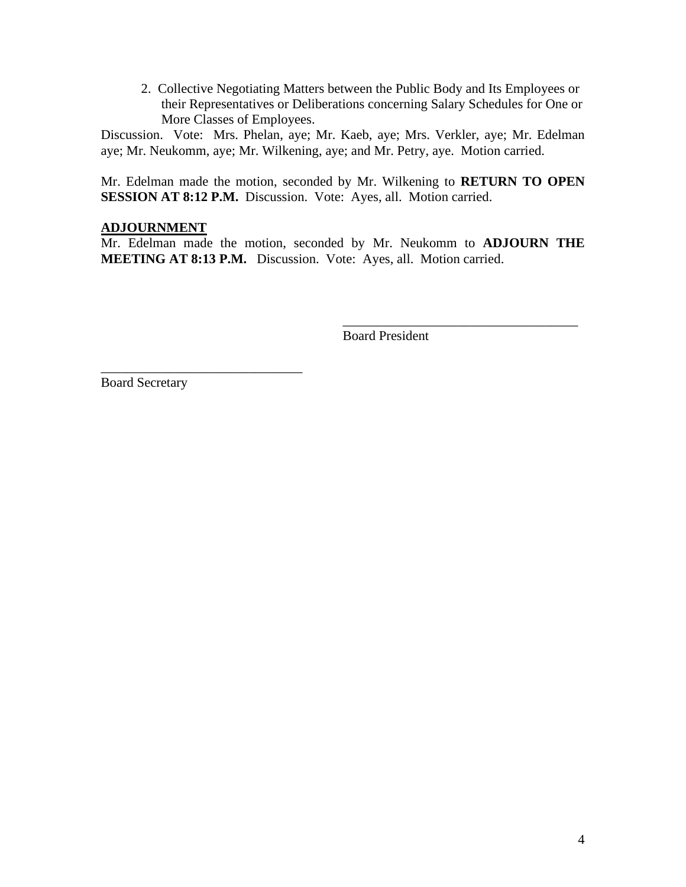2. Collective Negotiating Matters between the Public Body and Its Employees or their Representatives or Deliberations concerning Salary Schedules for One or More Classes of Employees.

Discussion. Vote: Mrs. Phelan, aye; Mr. Kaeb, aye; Mrs. Verkler, aye; Mr. Edelman aye; Mr. Neukomm, aye; Mr. Wilkening, aye; and Mr. Petry, aye. Motion carried.

Mr. Edelman made the motion, seconded by Mr. Wilkening to **RETURN TO OPEN SESSION AT 8:12 P.M.** Discussion. Vote: Ayes, all. Motion carried.

**ADJOURNMENT**

Mr. Edelman made the motion, seconded by Mr. Neukomm to **ADJOURN THE MEETING AT 8:13 P.M.** Discussion. Vote: Ayes, all. Motion carried.

\_\_\_\_\_\_\_\_\_\_\_\_\_\_\_\_\_\_\_\_\_\_\_\_\_\_\_\_\_\_\_\_\_\_\_\_
Board President

\_\_\_\_\_\_\_\_\_\_\_\_\_\_\_\_\_\_\_\_\_\_\_\_\_\_\_\_\_\_
Board Secretary